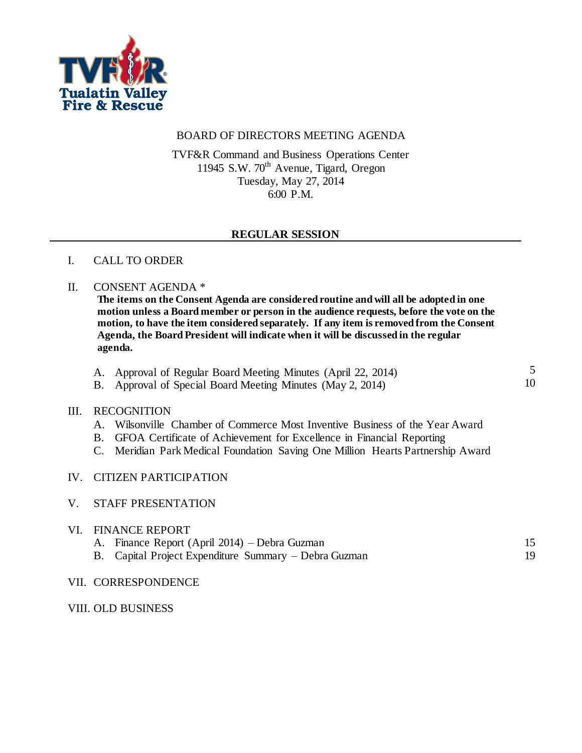Tualatin Valley Fire & Rescue

BOARD OF DIRECTORS MEETING AGENDA

TVF&R Command and Business Operations Center
11945 S.W. 70th Avenue, Tigard, Oregon
Tuesday, May 27, 2014
6:00 P.M.

## REGULAR SESSION

I. CALL TO ORDER

II. CONSENT AGENDA *

**The items on the Consent Agenda are considered routine and will all be adopted in one motion unless a Board member or person in the audience requests, before the vote on the motion, to have the item considered separately. If any item is removed from the Consent Agenda, the Board President will indicate when it will be discussed in the regular agenda.**

A. Approval of Regular Board Meeting Minutes (April 22, 2014) 5
B. Approval of Special Board Meeting Minutes (May 2, 2014) 10

III. RECOGNITION

A. Wilsonville Chamber of Commerce Most Inventive Business of the Year Award
B. GFOA Certificate of Achievement for Excellence in Financial Reporting
C. Meridian Park Medical Foundation Saving One Million Hearts Partnership Award

IV. CITIZEN PARTICIPATION

V. STAFF PRESENTATION

VI. FINANCE REPORT

A. Finance Report (April 2014) – Debra Guzman 15
B. Capital Project Expenditure Summary – Debra Guzman 19

VII. CORRESPONDENCE

VIII. OLD BUSINESS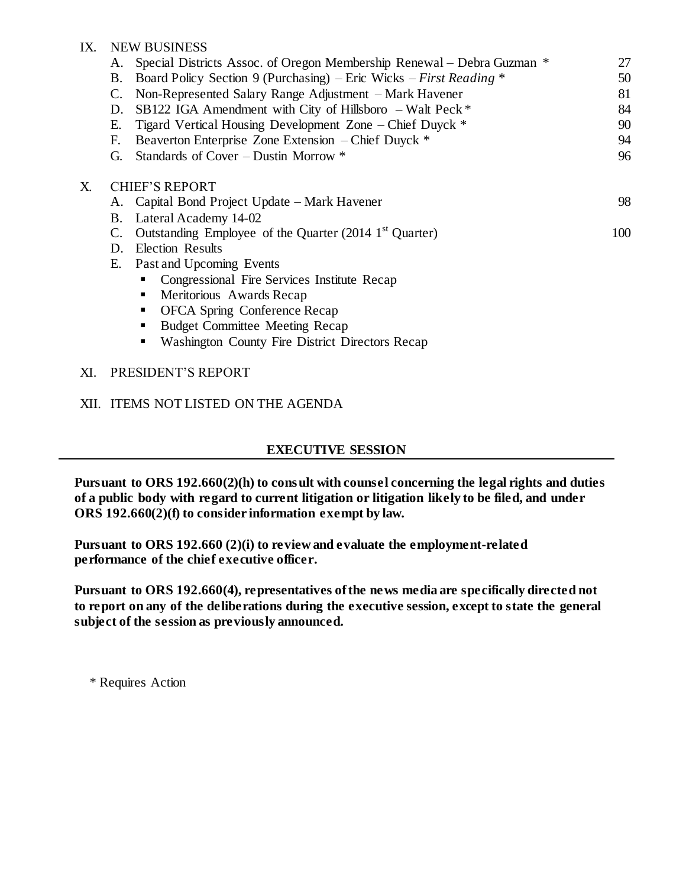IX. NEW BUSINESS
   A. Special Districts Assoc. of Oregon Membership Renewal – Debra Guzman * 27
   B. Board Policy Section 9 (Purchasing) – Eric Wicks – *First Reading* * 50
   C. Non-Represented Salary Range Adjustment – Mark Havener 81
   D. SB122 IGA Amendment with City of Hillsboro – Walt Peck * 84
   E. Tigard Vertical Housing Development Zone – Chief Duyck * 90
   F. Beaverton Enterprise Zone Extension – Chief Duyck * 94
   G. Standards of Cover – Dustin Morrow * 96

X. CHIEF'S REPORT
   A. Capital Bond Project Update – Mark Havener 98
   B. Lateral Academy 14-02
   C. Outstanding Employee of the Quarter (2014 1st Quarter) 100
   D. Election Results
   E. Past and Upcoming Events
      - Congressional Fire Services Institute Recap
      - Meritorious Awards Recap
      - OFCA Spring Conference Recap
      - Budget Committee Meeting Recap
      - Washington County Fire District Directors Recap

XI. PRESIDENT'S REPORT

XII. ITEMS NOT LISTED ON THE AGENDA

## EXECUTIVE SESSION

**Pursuant to ORS 192.660(2)(h) to consult with counsel concerning the legal rights and duties of a public body with regard to current litigation or litigation likely to be filed, and under ORS 192.660(2)(f) to consider information exempt by law.**

**Pursuant to ORS 192.660 (2)(i) to review and evaluate the employment-related performance of the chief executive officer.**

**Pursuant to ORS 192.660(4), representatives of the news media are specifically directed not to report on any of the deliberations during the executive session, except to state the general subject of the session as previously announced.**

* Requires Action